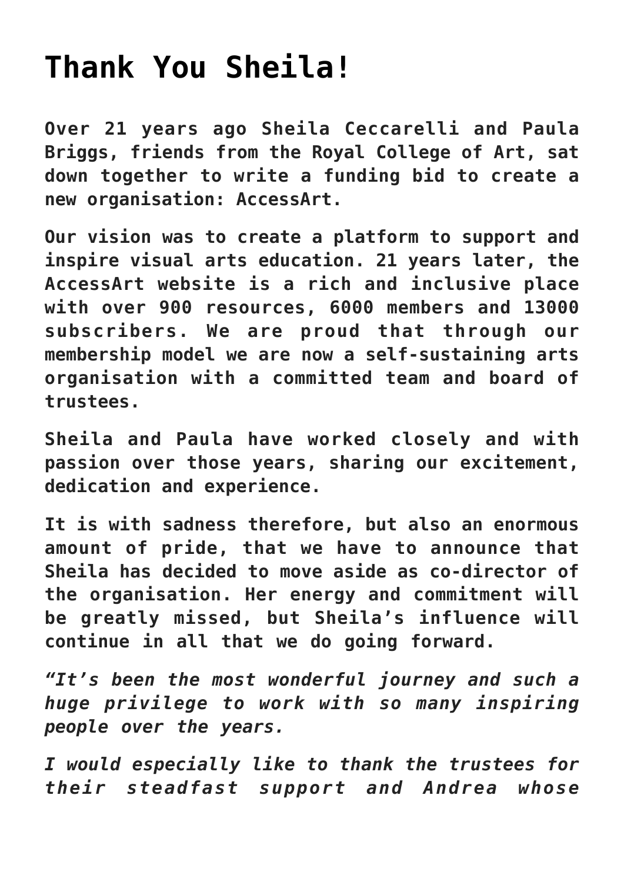# Thank You Sheila!

**Over 21 years ago Sheila Ceccarelli and Paula Briggs, friends from the Royal College of Art, sat down together to write a funding bid to create a new organisation: AccessArt.**

**Our vision was to create a platform to support and inspire visual arts education. 21 years later, the AccessArt website is a rich and inclusive place with over 900 resources, 6000 members and 13000 subscribers. We are proud that through our membership model we are now a self-sustaining arts organisation with a committed team and board of trustees.**

**Sheila and Paula have worked closely and with passion over those years, sharing our excitement, dedication and experience.**

**It is with sadness therefore, but also an enormous amount of pride, that we have to announce that Sheila has decided to move aside as co-director of the organisation. Her energy and commitment will be greatly missed, but Sheila's influence will continue in all that we do going forward.**

***"It's been the most wonderful journey and such a huge privilege to work with so many inspiring people over the years.***

***I would especially like to thank the trustees for their steadfast support and Andrea whose***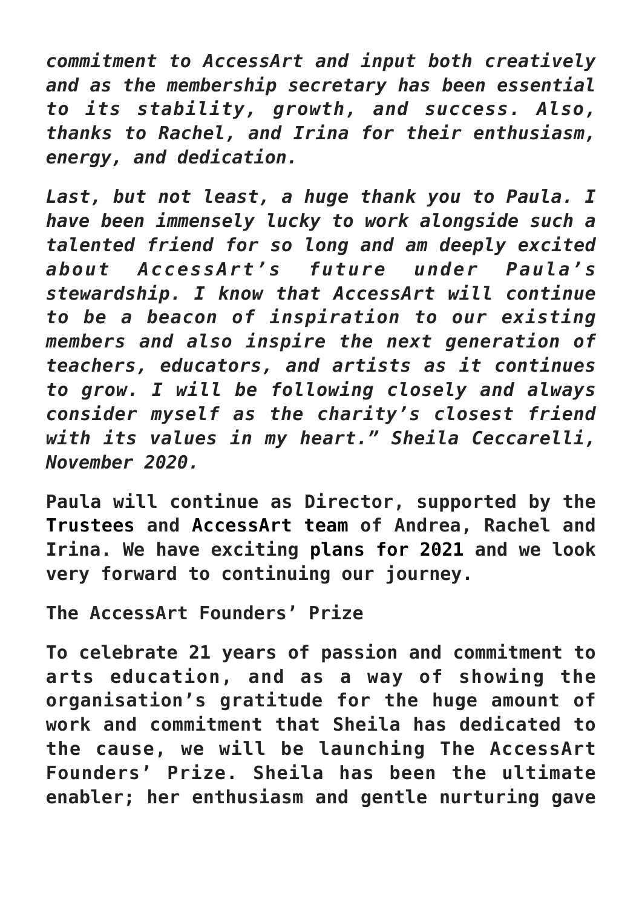*commitment to AccessArt and input both creatively and as the membership secretary has been essential to its stability, growth, and success. Also, thanks to Rachel, and Irina for their enthusiasm, energy, and dedication.*

*Last, but not least, a huge thank you to Paula. I have been immensely lucky to work alongside such a talented friend for so long and am deeply excited about AccessArt's future under Paula's stewardship. I know that AccessArt will continue to be a beacon of inspiration to our existing members and also inspire the next generation of teachers, educators, and artists as it continues to grow. I will be following closely and always consider myself as the charity's closest friend with its values in my heart." Sheila Ceccarelli, November 2020.*

**Paula will continue as Director, supported by the Trustees and AccessArt team of Andrea, Rachel and Irina. We have exciting plans for 2021 and we look very forward to continuing our journey.**

**The AccessArt Founders' Prize**

**To celebrate 21 years of passion and commitment to arts education, and as a way of showing the organisation's gratitude for the huge amount of work and commitment that Sheila has dedicated to the cause, we will be launching The AccessArt Founders' Prize. Sheila has been the ultimate enabler; her enthusiasm and gentle nurturing gave**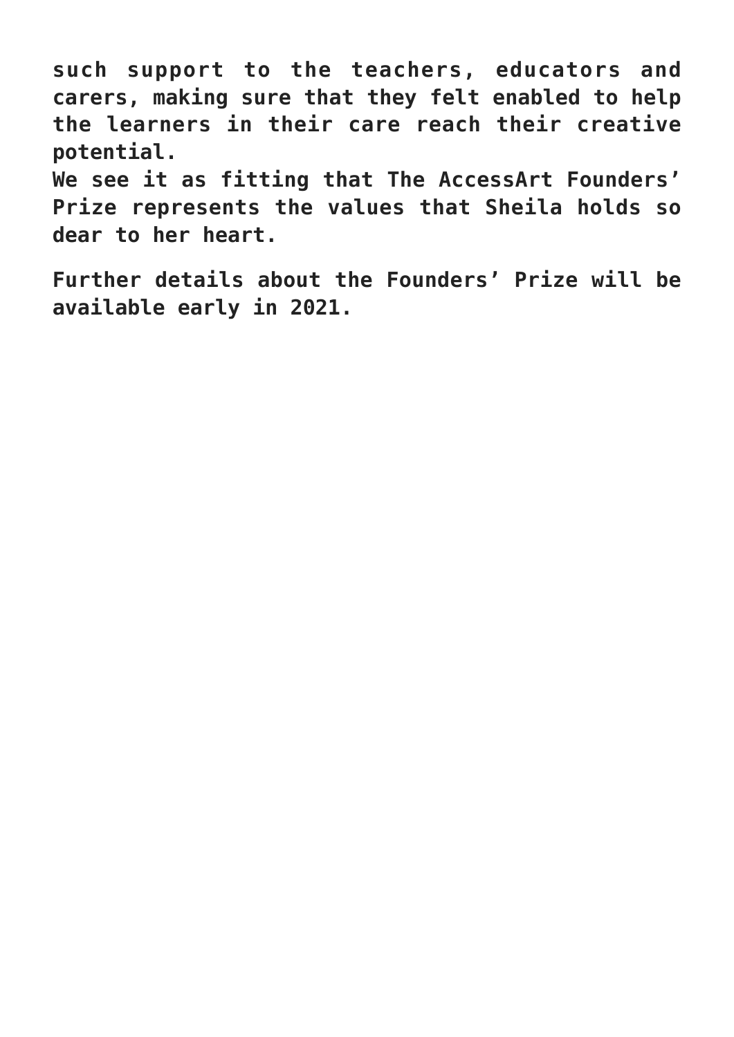**such support to the teachers, educators and carers, making sure that they felt enabled to help the learners in their care reach their creative potential.**
**We see it as fitting that The AccessArt Founders' Prize represents the values that Sheila holds so dear to her heart.**

**Further details about the Founders' Prize will be available early in 2021.**